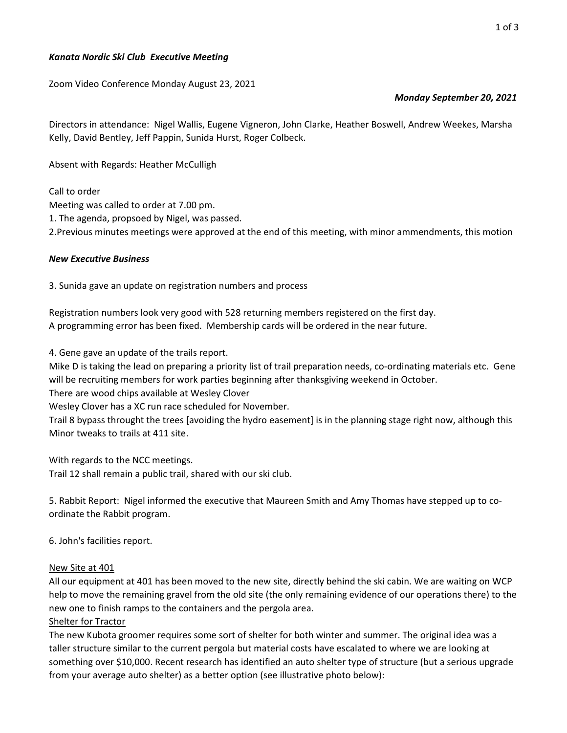***Kanata Nordic Ski Club Executive Meeting***

Zoom Video Conference Monday August 23, 2021

***Monday September 20, 2021***

Directors in attendance: Nigel Wallis, Eugene Vigneron, John Clarke, Heather Boswell, Andrew Weekes, Marsha Kelly, David Bentley, Jeff Pappin, Sunida Hurst, Roger Colbeck.

Absent with Regards: Heather McCulligh

Call to order
Meeting was called to order at 7.00 pm.
1. The agenda, propsoed by Nigel, was passed.
2.Previous minutes meetings were approved at the end of this meeting, with minor ammendments, this motion

***New Executive Business***

3. Sunida gave an update on registration numbers and process

Registration numbers look very good with 528 returning members registered on the first day.
A programming error has been fixed. Membership cards will be ordered in the near future.

4. Gene gave an update of the trails report.
Mike D is taking the lead on preparing a priority list of trail preparation needs, co-ordinating materials etc. Gene will be recruiting members for work parties beginning after thanksgiving weekend in October.
There are wood chips available at Wesley Clover
Wesley Clover has a XC run race scheduled for November.
Trail 8 bypass throught the trees [avoiding the hydro easement] is in the planning stage right now, although this
Minor tweaks to trails at 411 site.

With regards to the NCC meetings.
Trail 12 shall remain a public trail, shared with our ski club.

5. Rabbit Report: Nigel informed the executive that Maureen Smith and Amy Thomas have stepped up to co-ordinate the Rabbit program.

6. John's facilities report.

<u>New Site at 401</u>
All our equipment at 401 has been moved to the new site, directly behind the ski cabin. We are waiting on WCP help to move the remaining gravel from the old site (the only remaining evidence of our operations there) to the new one to finish ramps to the containers and the pergola area.
<u>Shelter for Tractor</u>
The new Kubota groomer requires some sort of shelter for both winter and summer. The original idea was a taller structure similar to the current pergola but material costs have escalated to where we are looking at something over $10,000. Recent research has identified an auto shelter type of structure (but a serious upgrade from your average auto shelter) as a better option (see illustrative photo below):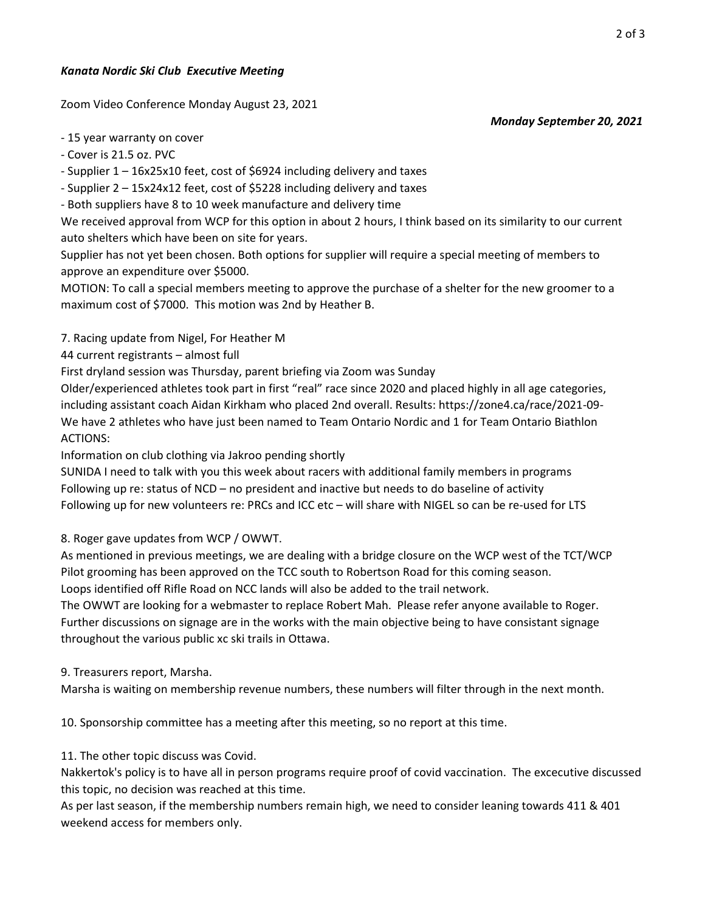*Kanata Nordic Ski Club Executive Meeting*

Zoom Video Conference Monday August 23, 2021

***Monday September 20, 2021***

- 15 year warranty on cover
- Cover is 21.5 oz. PVC
- Supplier 1 – 16x25x10 feet, cost of $6924 including delivery and taxes
- Supplier 2 – 15x24x12 feet, cost of $5228 including delivery and taxes
- Both suppliers have 8 to 10 week manufacture and delivery time

We received approval from WCP for this option in about 2 hours, I think based on its similarity to our current auto shelters which have been on site for years.

Supplier has not yet been chosen. Both options for supplier will require a special meeting of members to approve an expenditure over $5000.

MOTION: To call a special members meeting to approve the purchase of a shelter for the new groomer to a maximum cost of $7000. This motion was 2nd by Heather B.

7. Racing update from Nigel, For Heather M

44 current registrants – almost full

First dryland session was Thursday, parent briefing via Zoom was Sunday

Older/experienced athletes took part in first "real" race since 2020 and placed highly in all age categories, including assistant coach Aidan Kirkham who placed 2nd overall. Results: https://zone4.ca/race/2021-09-

We have 2 athletes who have just been named to Team Ontario Nordic and 1 for Team Ontario Biathlon

ACTIONS:

Information on club clothing via Jakroo pending shortly

SUNIDA I need to talk with you this week about racers with additional family members in programs

Following up re: status of NCD – no president and inactive but needs to do baseline of activity

Following up for new volunteers re: PRCs and ICC etc – will share with NIGEL so can be re-used for LTS

8. Roger gave updates from WCP / OWWT.

As mentioned in previous meetings, we are dealing with a bridge closure on the WCP west of the TCT/WCP

Pilot grooming has been approved on the TCC south to Robertson Road for this coming season.

Loops identified off Rifle Road on NCC lands will also be added to the trail network.

The OWWT are looking for a webmaster to replace Robert Mah. Please refer anyone available to Roger.

Further discussions on signage are in the works with the main objective being to have consistant signage throughout the various public xc ski trails in Ottawa.

9. Treasurers report, Marsha.

Marsha is waiting on membership revenue numbers, these numbers will filter through in the next month.

10. Sponsorship committee has a meeting after this meeting, so no report at this time.

11. The other topic discuss was Covid.

Nakkertok's policy is to have all in person programs require proof of covid vaccination. The excecutive discussed this topic, no decision was reached at this time.

As per last season, if the membership numbers remain high, we need to consider leaning towards 411 & 401 weekend access for members only.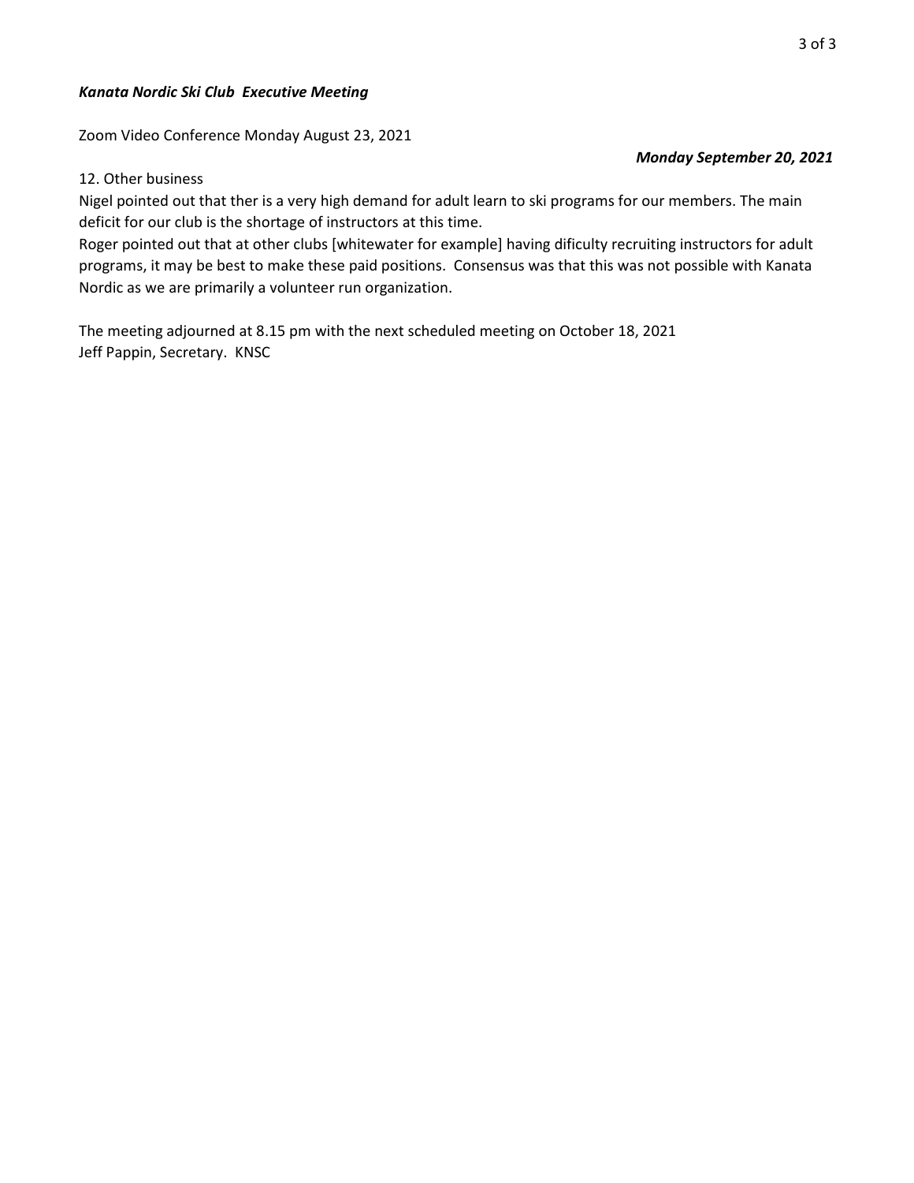***Kanata Nordic Ski Club Executive Meeting***

Zoom Video Conference Monday August 23, 2021

***Monday September 20, 2021***

12. Other business

Nigel pointed out that ther is a very high demand for adult learn to ski programs for our members. The main deficit for our club is the shortage of instructors at this time.

Roger pointed out that at other clubs [whitewater for example] having dificulty recruiting instructors for adult programs, it may be best to make these paid positions. Consensus was that this was not possible with Kanata Nordic as we are primarily a volunteer run organization.

The meeting adjourned at 8.15 pm with the next scheduled meeting on October 18, 2021
Jeff Pappin, Secretary. KNSC